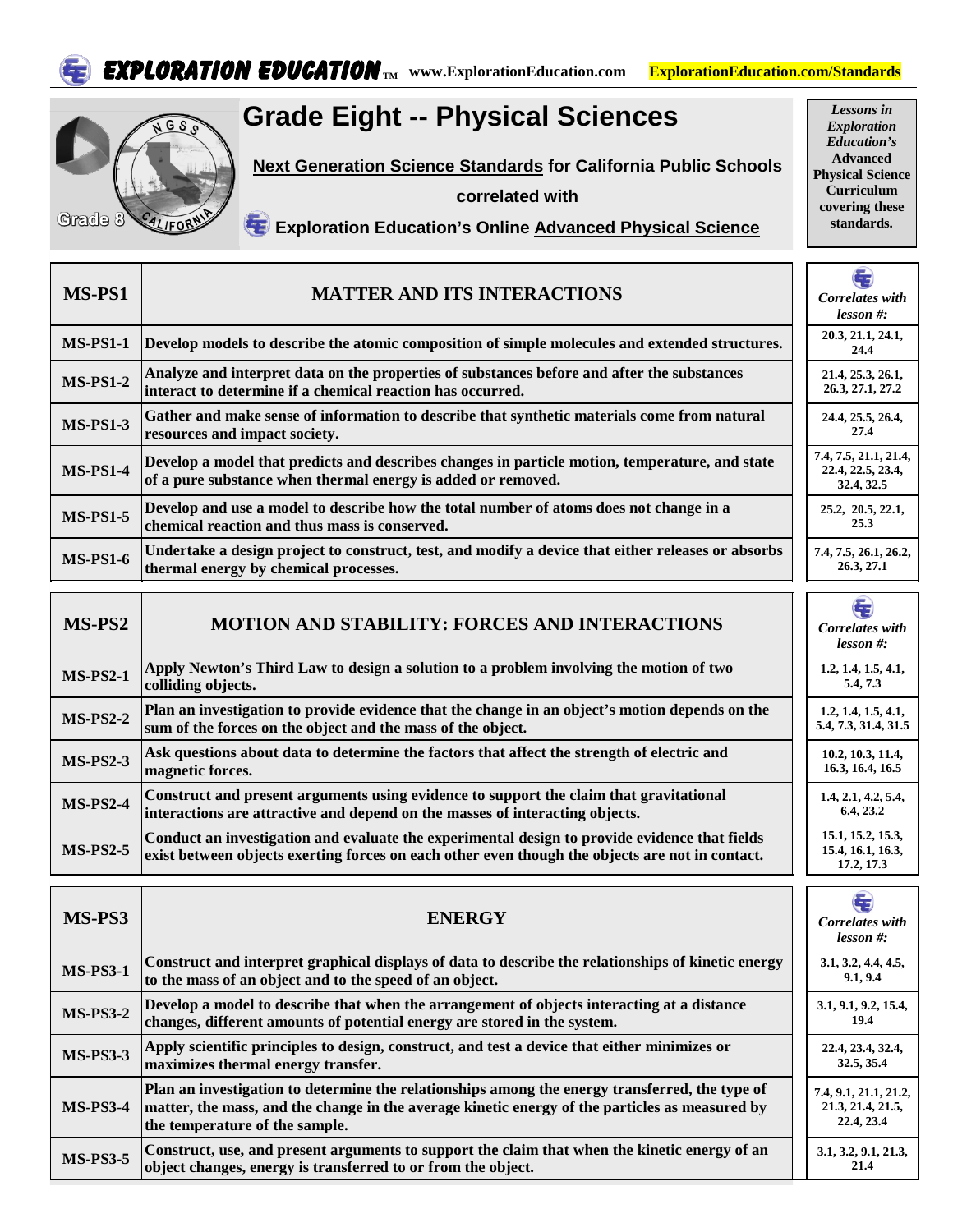**EXPLORATION EDUCATION**™ www.ExplorationEducation.com ExplorationEducation.com/Standards

# Grade Eight -- Physical Sciences

**Next Generation Science Standards for California Public Schools**

**correlated with**

**Exploration Education's Online Advanced Physical Science**

*Lessons in Exploration Education's* **Advanced Physical Science Curriculum covering these standards.**

| MS-PS1 | MATTER AND ITS INTERACTIONS | *Correlates with lesson #:* |
|---|---|---|
| **MS-PS1-1** | **Develop models to describe the atomic composition of simple molecules and extended structures.** | 20.3, 21.1, 24.1, 24.4 |
| **MS-PS1-2** | **Analyze and interpret data on the properties of substances before and after the substances interact to determine if a chemical reaction has occurred.** | 21.4, 25.3, 26.1, 26.3, 27.1, 27.2 |
| **MS-PS1-3** | **Gather and make sense of information to describe that synthetic materials come from natural resources and impact society.** | 24.4, 25.5, 26.4, 27.4 |
| **MS-PS1-4** | **Develop a model that predicts and describes changes in particle motion, temperature, and state of a pure substance when thermal energy is added or removed.** | 7.4, 7.5, 21.1, 21.4, 22.4, 22.5, 23.4, 32.4, 32.5 |
| **MS-PS1-5** | **Develop and use a model to describe how the total number of atoms does not change in a chemical reaction and thus mass is conserved.** | 25.2, 20.5, 22.1, 25.3 |
| **MS-PS1-6** | **Undertake a design project to construct, test, and modify a device that either releases or absorbs thermal energy by chemical processes.** | 7.4, 7.5, 26.1, 26.2, 26.3, 27.1 |

| MS-PS2 | MOTION AND STABILITY: FORCES AND INTERACTIONS | *Correlates with lesson #:* |
|---|---|---|
| **MS-PS2-1** | **Apply Newton's Third Law to design a solution to a problem involving the motion of two colliding objects.** | 1.2, 1.4, 1.5, 4.1, 5.4, 7.3 |
| **MS-PS2-2** | **Plan an investigation to provide evidence that the change in an object's motion depends on the sum of the forces on the object and the mass of the object.** | 1.2, 1.4, 1.5, 4.1, 5.4, 7.3, 31.4, 31.5 |
| **MS-PS2-3** | **Ask questions about data to determine the factors that affect the strength of electric and magnetic forces.** | 10.2, 10.3, 11.4, 16.3, 16.4, 16.5 |
| **MS-PS2-4** | **Construct and present arguments using evidence to support the claim that gravitational interactions are attractive and depend on the masses of interacting objects.** | 1.4, 2.1, 4.2, 5.4, 6.4, 23.2 |
| **MS-PS2-5** | **Conduct an investigation and evaluate the experimental design to provide evidence that fields exist between objects exerting forces on each other even though the objects are not in contact.** | 15.1, 15.2, 15.3, 15.4, 16.1, 16.3, 17.2, 17.3 |

| MS-PS3 | ENERGY | *Correlates with lesson #:* |
|---|---|---|
| **MS-PS3-1** | **Construct and interpret graphical displays of data to describe the relationships of kinetic energy to the mass of an object and to the speed of an object.** | 3.1, 3.2, 4.4, 4.5, 9.1, 9.4 |
| **MS-PS3-2** | **Develop a model to describe that when the arrangement of objects interacting at a distance changes, different amounts of potential energy are stored in the system.** | 3.1, 9.1, 9.2, 15.4, 19.4 |
| **MS-PS3-3** | **Apply scientific principles to design, construct, and test a device that either minimizes or maximizes thermal energy transfer.** | 22.4, 23.4, 32.4, 32.5, 35.4 |
| **MS-PS3-4** | **Plan an investigation to determine the relationships among the energy transferred, the type of matter, the mass, and the change in the average kinetic energy of the particles as measured by the temperature of the sample.** | 7.4, 9.1, 21.1, 21.2, 21.3, 21.4, 21.5, 22.4, 23.4 |
| **MS-PS3-5** | **Construct, use, and present arguments to support the claim that when the kinetic energy of an object changes, energy is transferred to or from the object.** | 3.1, 3.2, 9.1, 21.3, 21.4 |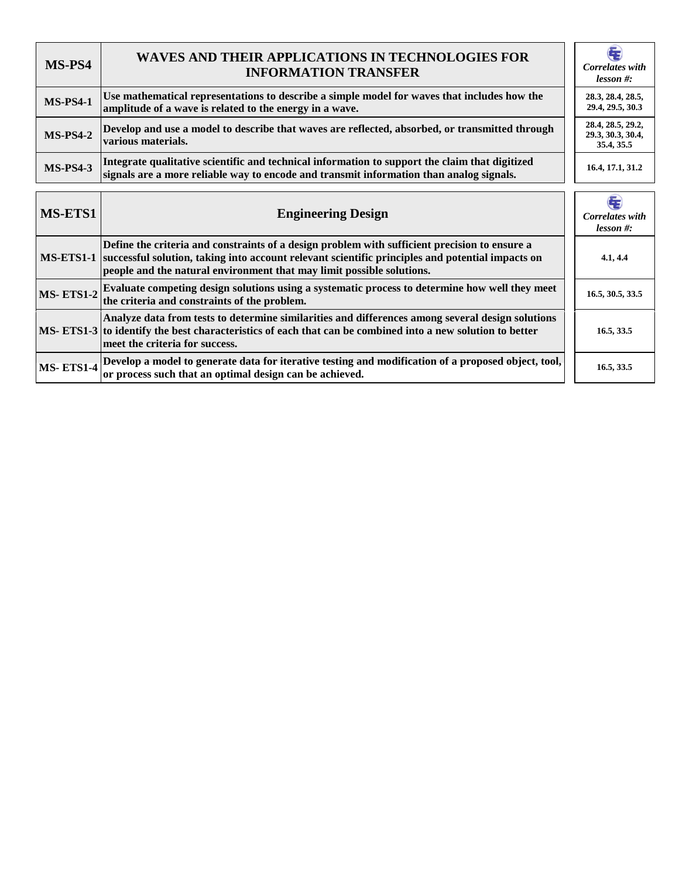| MS-PS4 | WAVES AND THEIR APPLICATIONS IN TECHNOLOGIES FOR INFORMATION TRANSFER | *Correlates with lesson #:* |
|---|---|---|
| **MS-PS4-1** | **Use mathematical representations to describe a simple model for waves that includes how the amplitude of a wave is related to the energy in a wave.** | 28.3, 28.4, 28.5, 29.4, 29.5, 30.3 |
| **MS-PS4-2** | **Develop and use a model to describe that waves are reflected, absorbed, or transmitted through various materials.** | 28.4, 28.5, 29.2, 29.3, 30.3, 30.4, 35.4, 35.5 |
| **MS-PS4-3** | **Integrate qualitative scientific and technical information to support the claim that digitized signals are a more reliable way to encode and transmit information than analog signals.** | 16.4, 17.1, 31.2 |

| MS-ETS1 | Engineering Design | *Correlates with lesson #:* |
|---|---|---|
| **MS-ETS1-1** | **Define the criteria and constraints of a design problem with sufficient precision to ensure a successful solution, taking into account relevant scientific principles and potential impacts on people and the natural environment that may limit possible solutions.** | 4.1, 4.4 |
| **MS- ETS1-2** | **Evaluate competing design solutions using a systematic process to determine how well they meet the criteria and constraints of the problem.** | 16.5, 30.5, 33.5 |
| **MS- ETS1-3** | **Analyze data from tests to determine similarities and differences among several design solutions to identify the best characteristics of each that can be combined into a new solution to better meet the criteria for success.** | 16.5, 33.5 |
| **MS- ETS1-4** | **Develop a model to generate data for iterative testing and modification of a proposed object, tool, or process such that an optimal design can be achieved.** | 16.5, 33.5 |